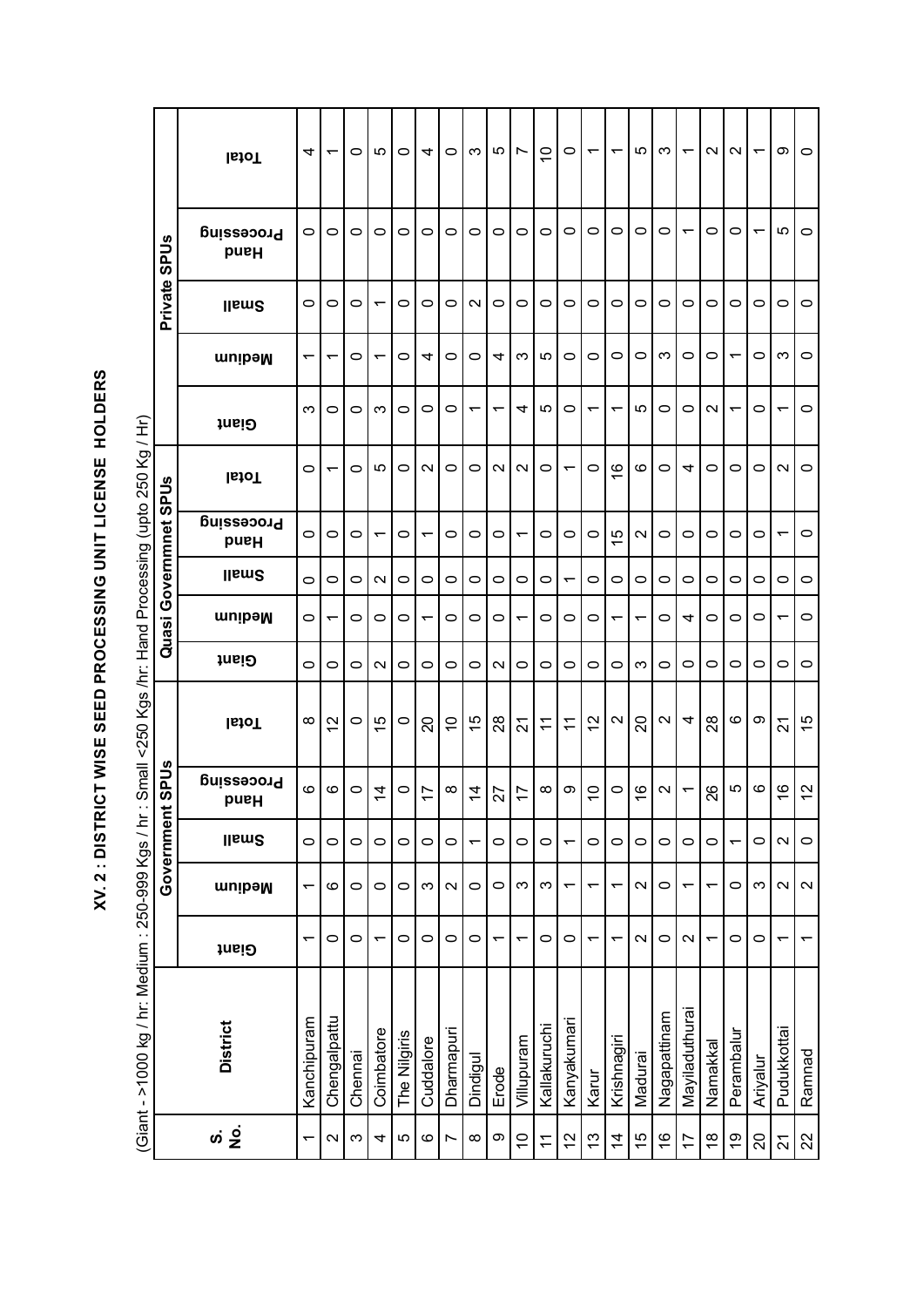# XV. 2 : DISTRICT WISE SEED PROCESSING UNIT LICENSE HOLDERS

(Giant - >1000 kg / hr: Medium : 250-999 Kgs / hr : Small <250 Kgs /hr: Hand Processing (upto 250 Kg / Hr)

| S. No. | District | Government SPUs | | | | | Quasi Governmnet SPUs | | | | | Private SPUs | | | | |
|---|---|---|---|---|---|---|---|---|---|---|---|---|---|---|---|---|
| | | Giant | Medium | Small | Hand Processing | Total | Giant | Medium | Small | Hand Processing | Total | Giant | Medium | Small | Hand Processing | Total |
| 1 | Kanchipuram | 1 | 1 | 0 | 6 | 8 | 0 | 0 | 0 | 0 | 0 | 3 | 1 | 0 | 0 | 4 |
| 2 | Chengalpattu | 0 | 6 | 0 | 6 | 12 | 0 | 1 | 0 | 0 | 1 | 0 | 1 | 0 | 0 | 1 |
| 3 | Chennai | 0 | 0 | 0 | 0 | 0 | 0 | 0 | 0 | 0 | 0 | 0 | 0 | 0 | 0 | 0 |
| 4 | Coimbatore | 1 | 0 | 0 | 14 | 15 | 2 | 0 | 2 | 1 | 5 | 3 | 1 | 1 | 0 | 5 |
| 5 | The Nilgiris | 0 | 0 | 0 | 0 | 0 | 0 | 0 | 0 | 0 | 0 | 0 | 0 | 0 | 0 | 0 |
| 6 | Cuddalore | 0 | 3 | 0 | 17 | 20 | 0 | 1 | 0 | 1 | 2 | 0 | 4 | 0 | 0 | 4 |
| 7 | Dharmapuri | 0 | 2 | 0 | 8 | 10 | 0 | 0 | 0 | 0 | 0 | 0 | 0 | 0 | 0 | 0 |
| 8 | Dindigul | 0 | 0 | 1 | 14 | 15 | 0 | 0 | 0 | 0 | 0 | 1 | 0 | 2 | 0 | 3 |
| 9 | Erode | 1 | 0 | 0 | 27 | 28 | 2 | 0 | 0 | 0 | 2 | 1 | 4 | 0 | 0 | 5 |
| 10 | Villupuram | 1 | 3 | 0 | 17 | 21 | 0 | 1 | 0 | 1 | 2 | 4 | 3 | 0 | 0 | 7 |
| 11 | Kallakuruchi | 0 | 3 | 0 | 8 | 11 | 0 | 0 | 0 | 0 | 0 | 5 | 5 | 0 | 0 | 10 |
| 12 | Kanyakumari | 0 | 1 | 1 | 9 | 11 | 0 | 0 | 1 | 0 | 1 | 0 | 0 | 0 | 0 | 0 |
| 13 | Karur | 1 | 1 | 0 | 10 | 12 | 0 | 0 | 0 | 0 | 0 | 1 | 0 | 0 | 0 | 1 |
| 14 | Krishnagiri | 1 | 1 | 0 | 0 | 2 | 0 | 1 | 0 | 15 | 16 | 1 | 0 | 0 | 0 | 1 |
| 15 | Madurai | 2 | 2 | 0 | 16 | 20 | 3 | 1 | 0 | 2 | 6 | 5 | 0 | 0 | 0 | 5 |
| 16 | Nagapattinam | 0 | 0 | 0 | 2 | 2 | 0 | 0 | 0 | 0 | 0 | 0 | 3 | 0 | 0 | 3 |
| 17 | Mayiladuthurai | 2 | 1 | 0 | 1 | 4 | 0 | 4 | 0 | 0 | 4 | 0 | 0 | 0 | 1 | 1 |
| 18 | Namakkal | 1 | 1 | 0 | 26 | 28 | 0 | 0 | 0 | 0 | 0 | 2 | 0 | 0 | 0 | 2 |
| 19 | Perambalur | 0 | 0 | 1 | 5 | 6 | 0 | 0 | 0 | 0 | 0 | 1 | 1 | 0 | 0 | 2 |
| 20 | Ariyalur | 0 | 3 | 0 | 6 | 9 | 0 | 0 | 0 | 0 | 0 | 0 | 0 | 0 | 1 | 1 |
| 21 | Pudukkottai | 1 | 2 | 2 | 16 | 21 | 0 | 1 | 0 | 1 | 2 | 1 | 3 | 0 | 5 | 9 |
| 22 | Ramnad | 1 | 2 | 0 | 12 | 15 | 0 | 0 | 0 | 0 | 0 | 0 | 0 | 0 | 0 | 0 |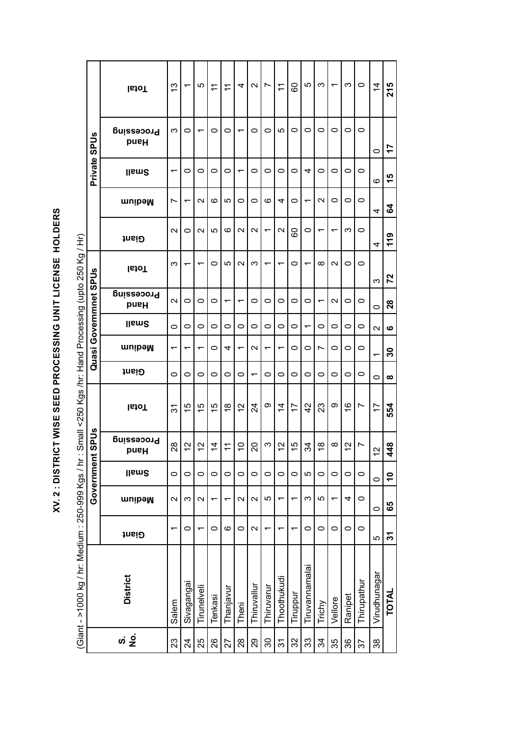# XV. 2 : DISTRICT WISE SEED PROCESSING UNIT LICENSE HOLDERS

(Giant - >1000 kg / hr: Medium : 250-999 Kgs / hr : Small <250 Kgs /hr: Hand Processing (upto 250 Kg / Hr)

| S. No. | District | Government SPUs | | | | | Quasi Governmnet SPUs | | | | | Private SPUs | | | | |
|---|---|---|---|---|---|---|---|---|---|---|---|---|---|---|---|---|
| | | Giant | Medium | Small | Hand Processing | Total | Giant | Medium | Small | Hand Processing | Total | Giant | Medium | Small | Hand Processing | Total |
| 23 | Salem | 1 | 2 | 0 | 28 | 31 | 0 | 1 | 0 | 2 | 3 | 2 | 7 | 1 | 3 | 13 |
| 24 | Sivagangai | 0 | 3 | 0 | 12 | 15 | 0 | 1 | 0 | 0 | 1 | 0 | 1 | 0 | 0 | 1 |
| 25 | Tirunelveli | 1 | 2 | 0 | 12 | 15 | 0 | 1 | 0 | 0 | 1 | 2 | 2 | 0 | 1 | 5 |
| 26 | Tenkasi | 0 | 1 | 0 | 14 | 15 | 0 | 0 | 0 | 0 | 0 | 5 | 6 | 0 | 0 | 11 |
| 27 | Thanjavur | 6 | 1 | 0 | 11 | 18 | 0 | 4 | 0 | 1 | 5 | 6 | 5 | 0 | 0 | 11 |
| 28 | Theni | 0 | 2 | 0 | 10 | 12 | 0 | 1 | 0 | 1 | 2 | 2 | 0 | 1 | 1 | 4 |
| 29 | Thiruvallur | 2 | 2 | 0 | 20 | 24 | 1 | 2 | 0 | 0 | 3 | 2 | 0 | 0 | 0 | 2 |
| 30 | Thiruvarur | 1 | 5 | 0 | 3 | 9 | 0 | 1 | 0 | 0 | 1 | 1 | 6 | 0 | 0 | 7 |
| 31 | Thoothukudi | 1 | 1 | 0 | 12 | 14 | 0 | 1 | 0 | 0 | 1 | 2 | 4 | 0 | 5 | 11 |
| 32 | Tiruppur | 1 | 1 | 0 | 15 | 17 | 0 | 0 | 0 | 0 | 0 | 60 | 0 | 0 | 0 | 60 |
| 33 | Tiruvannamalai | 0 | 3 | 5 | 34 | 42 | 0 | 0 | 1 | 0 | 1 | 0 | 1 | 4 | 0 | 5 |
| 34 | Trichy | 0 | 5 | 0 | 18 | 23 | 0 | 7 | 0 | 1 | 8 | 1 | 2 | 0 | 0 | 3 |
| 35 | Vellore | 0 | 1 | 0 | 8 | 9 | 0 | 0 | 0 | 2 | 2 | 1 | 0 | 0 | 0 | 1 |
| 36 | Ranipet | 0 | 4 | 0 | 12 | 16 | 0 | 0 | 0 | 0 | 0 | 3 | 0 | 0 | 0 | 3 |
| 37 | Thirupathur | 0 | 0 | 0 | 7 | 7 | 0 | 0 | 0 | 0 | 0 | 0 | 0 | 0 | 0 | 0 |
| 38 | Virudhunagar | 5 | 0 | 0 | 12 | 17 | 0 | 1 | 2 | 0 | 3 | 4 | 4 | 6 | 0 | 14 |
| | **TOTAL** | **31** | **65** | **10** | **448** | **554** | **8** | **30** | **6** | **28** | **72** | **119** | **64** | **15** | **17** | **215** |